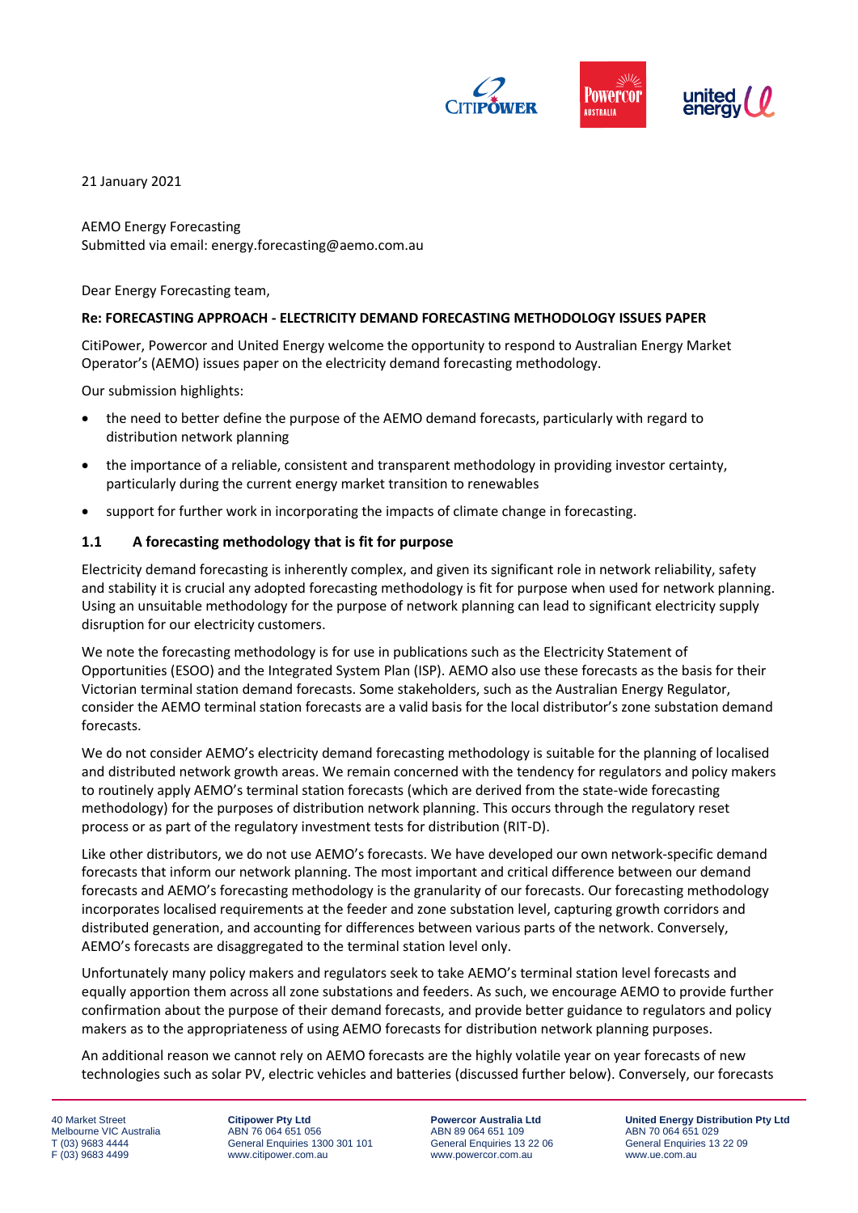21 January 2021

AEMO Energy Forecasting
Submitted via email: energy.forecasting@aemo.com.au

Dear Energy Forecasting team,

**Re: FORECASTING APPROACH - ELECTRICITY DEMAND FORECASTING METHODOLOGY ISSUES PAPER**

CitiPower, Powercor and United Energy welcome the opportunity to respond to Australian Energy Market Operator's (AEMO) issues paper on the electricity demand forecasting methodology.

Our submission highlights:

- the need to better define the purpose of the AEMO demand forecasts, particularly with regard to distribution network planning
- the importance of a reliable, consistent and transparent methodology in providing investor certainty, particularly during the current energy market transition to renewables
- support for further work in incorporating the impacts of climate change in forecasting.

## 1.1 A forecasting methodology that is fit for purpose

Electricity demand forecasting is inherently complex, and given its significant role in network reliability, safety and stability it is crucial any adopted forecasting methodology is fit for purpose when used for network planning. Using an unsuitable methodology for the purpose of network planning can lead to significant electricity supply disruption for our electricity customers.

We note the forecasting methodology is for use in publications such as the Electricity Statement of Opportunities (ESOO) and the Integrated System Plan (ISP). AEMO also use these forecasts as the basis for their Victorian terminal station demand forecasts. Some stakeholders, such as the Australian Energy Regulator, consider the AEMO terminal station forecasts are a valid basis for the local distributor's zone substation demand forecasts.

We do not consider AEMO's electricity demand forecasting methodology is suitable for the planning of localised and distributed network growth areas. We remain concerned with the tendency for regulators and policy makers to routinely apply AEMO's terminal station forecasts (which are derived from the state-wide forecasting methodology) for the purposes of distribution network planning. This occurs through the regulatory reset process or as part of the regulatory investment tests for distribution (RIT-D).

Like other distributors, we do not use AEMO's forecasts. We have developed our own network-specific demand forecasts that inform our network planning. The most important and critical difference between our demand forecasts and AEMO's forecasting methodology is the granularity of our forecasts. Our forecasting methodology incorporates localised requirements at the feeder and zone substation level, capturing growth corridors and distributed generation, and accounting for differences between various parts of the network. Conversely, AEMO's forecasts are disaggregated to the terminal station level only.

Unfortunately many policy makers and regulators seek to take AEMO's terminal station level forecasts and equally apportion them across all zone substations and feeders. As such, we encourage AEMO to provide further confirmation about the purpose of their demand forecasts, and provide better guidance to regulators and policy makers as to the appropriateness of using AEMO forecasts for distribution network planning purposes.

An additional reason we cannot rely on AEMO forecasts are the highly volatile year on year forecasts of new technologies such as solar PV, electric vehicles and batteries (discussed further below). Conversely, our forecasts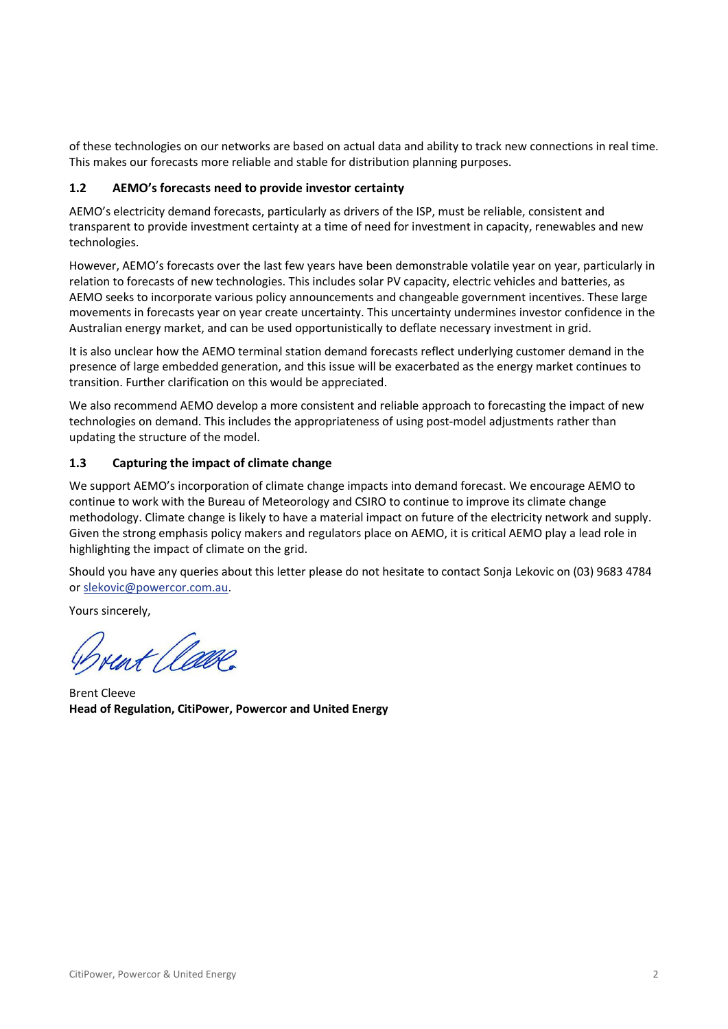of these technologies on our networks are based on actual data and ability to track new connections in real time. This makes our forecasts more reliable and stable for distribution planning purposes.

### 1.2 AEMO's forecasts need to provide investor certainty

AEMO's electricity demand forecasts, particularly as drivers of the ISP, must be reliable, consistent and transparent to provide investment certainty at a time of need for investment in capacity, renewables and new technologies.

However, AEMO's forecasts over the last few years have been demonstrable volatile year on year, particularly in relation to forecasts of new technologies. This includes solar PV capacity, electric vehicles and batteries, as AEMO seeks to incorporate various policy announcements and changeable government incentives. These large movements in forecasts year on year create uncertainty. This uncertainty undermines investor confidence in the Australian energy market, and can be used opportunistically to deflate necessary investment in grid.

It is also unclear how the AEMO terminal station demand forecasts reflect underlying customer demand in the presence of large embedded generation, and this issue will be exacerbated as the energy market continues to transition. Further clarification on this would be appreciated.

We also recommend AEMO develop a more consistent and reliable approach to forecasting the impact of new technologies on demand. This includes the appropriateness of using post-model adjustments rather than updating the structure of the model.

### 1.3 Capturing the impact of climate change

We support AEMO's incorporation of climate change impacts into demand forecast. We encourage AEMO to continue to work with the Bureau of Meteorology and CSIRO to continue to improve its climate change methodology. Climate change is likely to have a material impact on future of the electricity network and supply. Given the strong emphasis policy makers and regulators place on AEMO, it is critical AEMO play a lead role in highlighting the impact of climate on the grid.

Should you have any queries about this letter please do not hesitate to contact Sonja Lekovic on (03) 9683 4784 or slekovic@powercor.com.au.

Yours sincerely,

Brent Cleeve
**Head of Regulation, CitiPower, Powercor and United Energy**